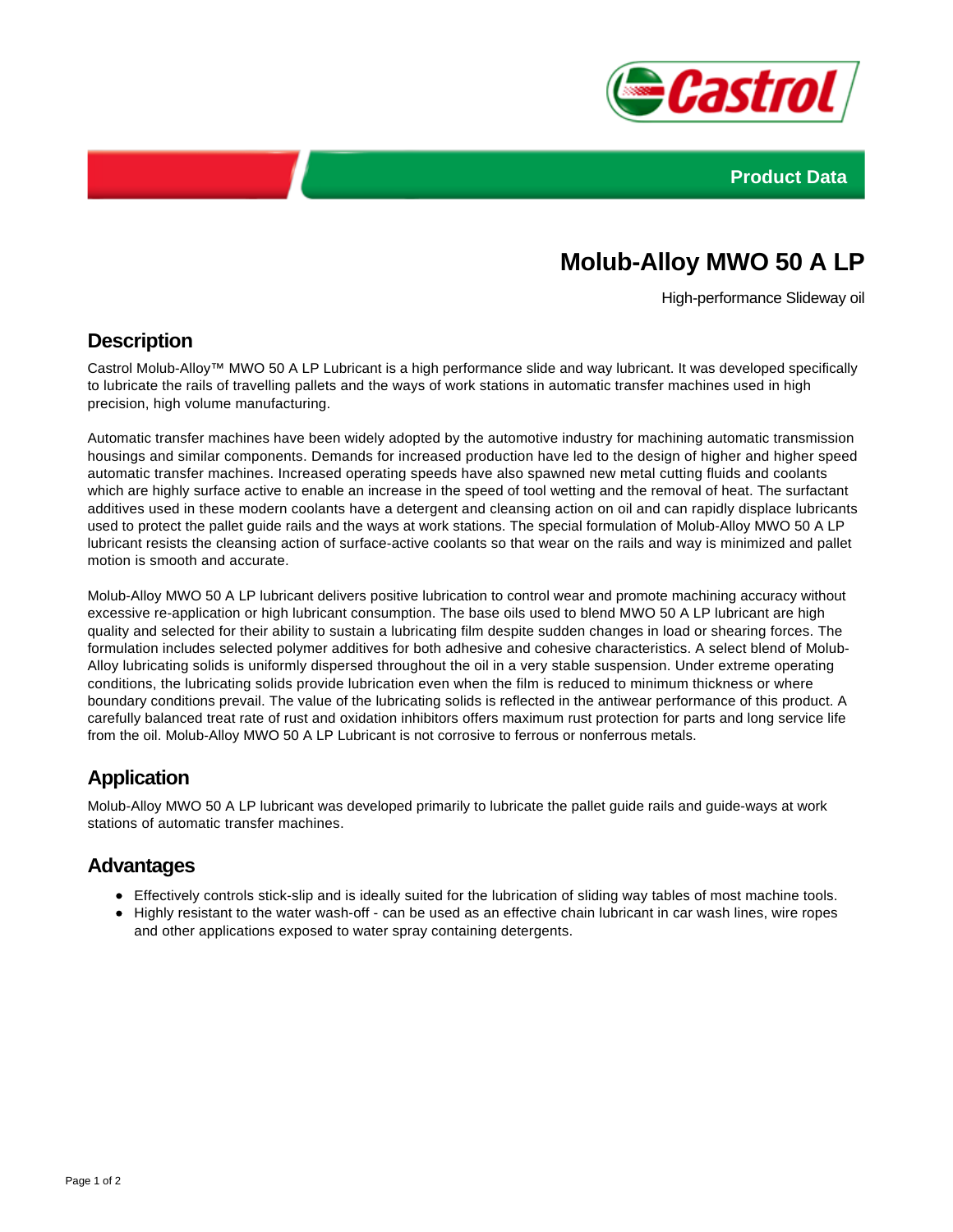Product Data

# Molub-Alloy MWO 50 A LP

High-performance Slideway oil

## Description

Castrol Molub-Alloy™ MWO 50 A LP Lubricant is a high performance slide and way lubricant. It was developed specifically to lubricate the rails of travelling pallets and the ways of work stations in automatic transfer machines used in high precision, high volume manufacturing.

Automatic transfer machines have been widely adopted by the automotive industry for machining automatic transmission housings and similar components. Demands for increased production have led to the design of higher and higher speed automatic transfer machines. Increased operating speeds have also spawned new metal cutting fluids and coolants which are highly surface active to enable an increase in the speed of tool wetting and the removal of heat. The surfactant additives used in these modern coolants have a detergent and cleansing action on oil and can rapidly displace lubricants used to protect the pallet guide rails and the ways at work stations. The special formulation of Molub-Alloy MWO 50 A LP lubricant resists the cleansing action of surface-active coolants so that wear on the rails and way is minimized and pallet motion is smooth and accurate.

Molub-Alloy MWO 50 A LP lubricant delivers positive lubrication to control wear and promote machining accuracy without excessive re-application or high lubricant consumption. The base oils used to blend MWO 50 A LP lubricant are high quality and selected for their ability to sustain a lubricating film despite sudden changes in load or shearing forces. The formulation includes selected polymer additives for both adhesive and cohesive characteristics. A select blend of Molub-Alloy lubricating solids is uniformly dispersed throughout the oil in a very stable suspension. Under extreme operating conditions, the lubricating solids provide lubrication even when the film is reduced to minimum thickness or where boundary conditions prevail. The value of the lubricating solids is reflected in the antiwear performance of this product. A carefully balanced treat rate of rust and oxidation inhibitors offers maximum rust protection for parts and long service life from the oil. Molub-Alloy MWO 50 A LP Lubricant is not corrosive to ferrous or nonferrous metals.

## Application

Molub-Alloy MWO 50 A LP lubricant was developed primarily to lubricate the pallet guide rails and guide-ways at work stations of automatic transfer machines.

## Advantages

- Effectively controls stick-slip and is ideally suited for the lubrication of sliding way tables of most machine tools.
- Highly resistant to the water wash-off - can be used as an effective chain lubricant in car wash lines, wire ropes and other applications exposed to water spray containing detergents.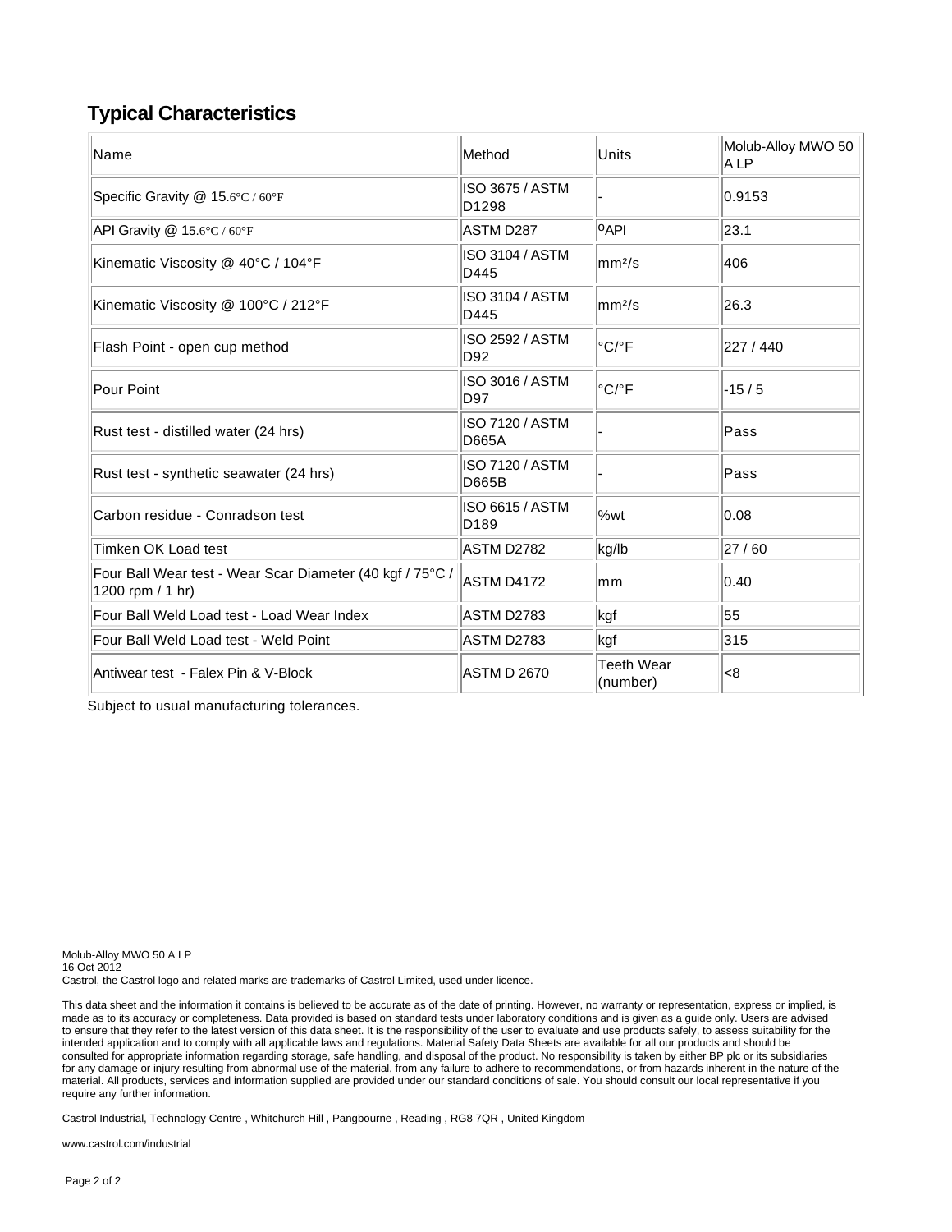## Typical Characteristics

| Name | Method | Units | Molub-Alloy MWO 50 A LP |
| --- | --- | --- | --- |
| Specific Gravity @ 15.6°C / 60°F | ISO 3675 / ASTM D1298 | - | 0.9153 |
| API Gravity @ 15.6°C / 60°F | ASTM D287 | ºAPI | 23.1 |
| Kinematic Viscosity @ 40°C / 104°F | ISO 3104 / ASTM D445 | $mm^2/s$ | 406 |
| Kinematic Viscosity @ 100°C / 212°F | ISO 3104 / ASTM D445 | $mm^2/s$ | 26.3 |
| Flash Point - open cup method | ISO 2592 / ASTM D92 | °C/°F | 227 / 440 |
| Pour Point | ISO 3016 / ASTM D97 | °C/°F | -15 / 5 |
| Rust test - distilled water (24 hrs) | ISO 7120 / ASTM D665A | - | Pass |
| Rust test - synthetic seawater (24 hrs) | ISO 7120 / ASTM D665B | - | Pass |
| Carbon residue - Conradson test | ISO 6615 / ASTM D189 | %wt | 0.08 |
| Timken OK Load test | ASTM D2782 | kg/lb | 27 / 60 |
| Four Ball Wear test - Wear Scar Diameter (40 kgf / 75°C / 1200 rpm / 1 hr) | ASTM D4172 | mm | 0.40 |
| Four Ball Weld Load test - Load Wear Index | ASTM D2783 | kgf | 55 |
| Four Ball Weld Load test - Weld Point | ASTM D2783 | kgf | 315 |
| Antiwear test - Falex Pin & V-Block | ASTM D 2670 | Teeth Wear (number) | <8 |

Subject to usual manufacturing tolerances.

Molub-Alloy MWO 50 A LP
16 Oct 2012
Castrol, the Castrol logo and related marks are trademarks of Castrol Limited, used under licence.

This data sheet and the information it contains is believed to be accurate as of the date of printing. However, no warranty or representation, express or implied, is made as to its accuracy or completeness. Data provided is based on standard tests under laboratory conditions and is given as a guide only. Users are advised to ensure that they refer to the latest version of this data sheet. It is the responsibility of the user to evaluate and use products safely, to assess suitability for the intended application and to comply with all applicable laws and regulations. Material Safety Data Sheets are available for all our products and should be consulted for appropriate information regarding storage, safe handling, and disposal of the product. No responsibility is taken by either BP plc or its subsidiaries for any damage or injury resulting from abnormal use of the material, from any failure to adhere to recommendations, or from hazards inherent in the nature of the material. All products, services and information supplied are provided under our standard conditions of sale. You should consult our local representative if you require any further information.

Castrol Industrial, Technology Centre , Whitchurch Hill , Pangbourne , Reading , RG8 7QR , United Kingdom

www.castrol.com/industrial